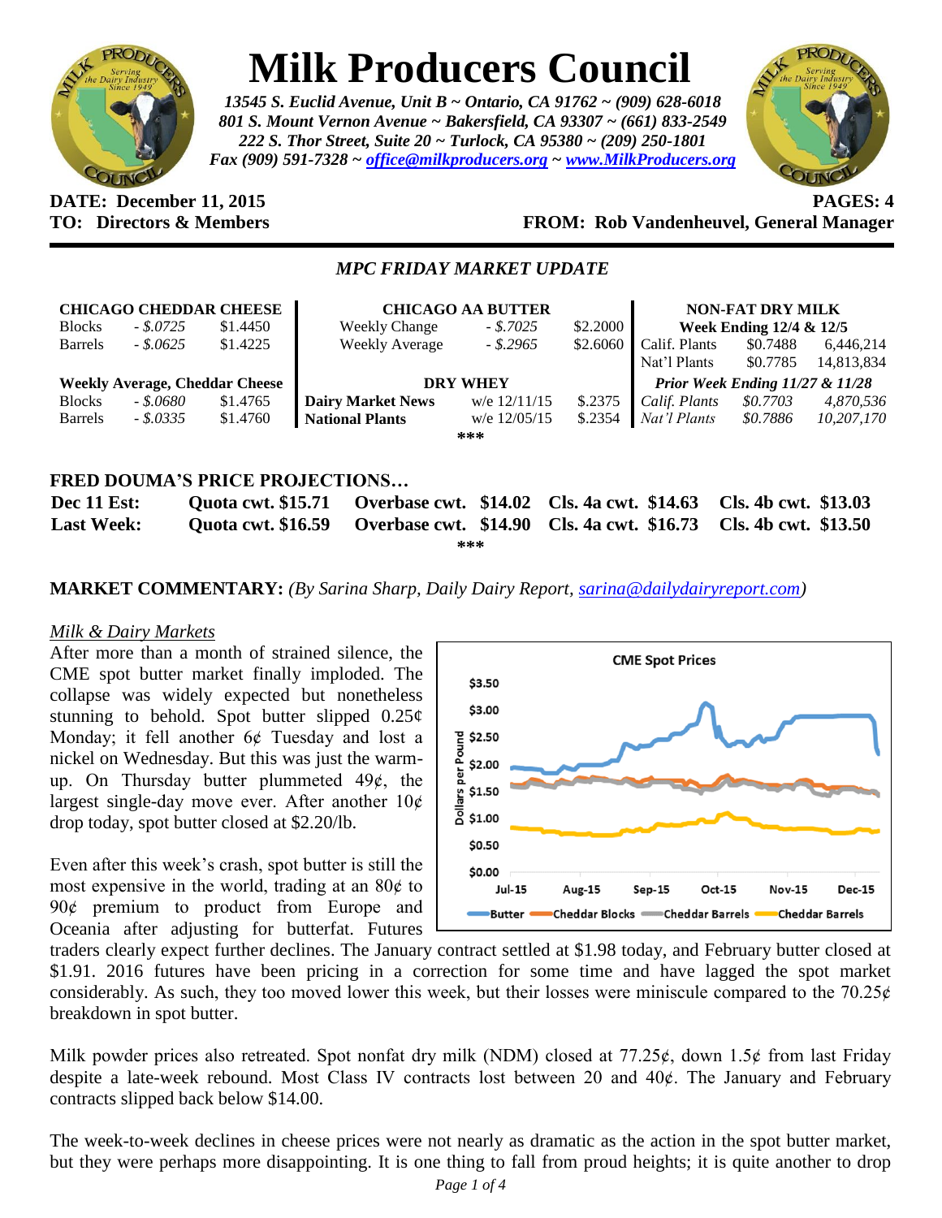# Milk Producers Council

*13545 S. Euclid Avenue, Unit B ~ Ontario, CA 91762 ~ (909) 628-6018*
*801 S. Mount Vernon Avenue ~ Bakersfield, CA 93307 ~ (661) 833-2549*
*222 S. Thor Street, Suite 20 ~ Turlock, CA 95380 ~ (209) 250-1801*
*Fax (909) 591-7328 ~ office@milkproducers.org ~ www.MilkProducers.org*

**DATE: December 11, 2015** **PAGES: 4**
**TO: Directors & Members** **FROM: Rob Vandenheuvel, General Manager**

## *MPC FRIDAY MARKET UPDATE*

| **CHICAGO CHEDDAR CHEESE** | | | **CHICAGO AA BUTTER** | | | **NON-FAT DRY MILK** | | |
|---|---|---|---|---|---|---|---|---|
| Blocks | *- $.0725* | $1.4450 | Weekly Change | *- $.7025* | $2.2000 | **Week Ending 12/4 & 12/5** | | |
| Barrels | *- $.0625* | $1.4225 | Weekly Average | *- $.2965* | $2.6060 | Calif. Plants | $0.7488 | 6,446,214 |
| | | | | | | Nat'l Plants | $0.7785 | 14,813,834 |
| **Weekly Average, Cheddar Cheese** | | | **DRY WHEY** | | | ***Prior Week Ending 11/27 & 11/28*** | | |
| Blocks | *- $.0680* | $1.4765 | **Dairy Market News** | w/e 12/11/15 | $.2375 | *Calif. Plants* | *$0.7703* | *4,870,536* |
| Barrels | *- $.0335* | $1.4760 | **National Plants** | w/e 12/05/15 | $.2354 | *Nat'l Plants* | *$0.7886* | *10,207,170* |

***

### FRED DOUMA'S PRICE PROJECTIONS…

| | | | | |
|---|---|---|---|---|
| **Dec 11 Est:** | **Quota cwt. $15.71** | **Overbase cwt. $14.02** | **Cls. 4a cwt. $14.63** | **Cls. 4b cwt. $13.03** |
| **Last Week:** | **Quota cwt. $16.59** | **Overbase cwt. $14.90** | **Cls. 4a cwt. $16.73** | **Cls. 4b cwt. $13.50** |

***

**MARKET COMMENTARY:** *(By Sarina Sharp, Daily Dairy Report, sarina@dailydairyreport.com)*

*Milk & Dairy Markets*

After more than a month of strained silence, the CME spot butter market finally imploded. The collapse was widely expected but nonetheless stunning to behold. Spot butter slipped 0.25¢ Monday; it fell another 6¢ Tuesday and lost a nickel on Wednesday. But this was just the warm-up. On Thursday butter plummeted 49¢, the largest single-day move ever. After another 10¢ drop today, spot butter closed at $2.20/lb.

Even after this week's crash, spot butter is still the most expensive in the world, trading at an 80¢ to 90¢ premium to product from Europe and Oceania after adjusting for butterfat. Futures traders clearly expect further declines. The January contract settled at $1.98 today, and February butter closed at $1.91. 2016 futures have been pricing in a correction for some time and have lagged the spot market considerably. As such, they too moved lower this week, but their losses were miniscule compared to the 70.25¢ breakdown in spot butter.

Milk powder prices also retreated. Spot nonfat dry milk (NDM) closed at 77.25¢, down 1.5¢ from last Friday despite a late-week rebound. Most Class IV contracts lost between 20 and 40¢. The January and February contracts slipped back below $14.00.

The week-to-week declines in cheese prices were not nearly as dramatic as the action in the spot butter market, but they were perhaps more disappointing. It is one thing to fall from proud heights; it is quite another to drop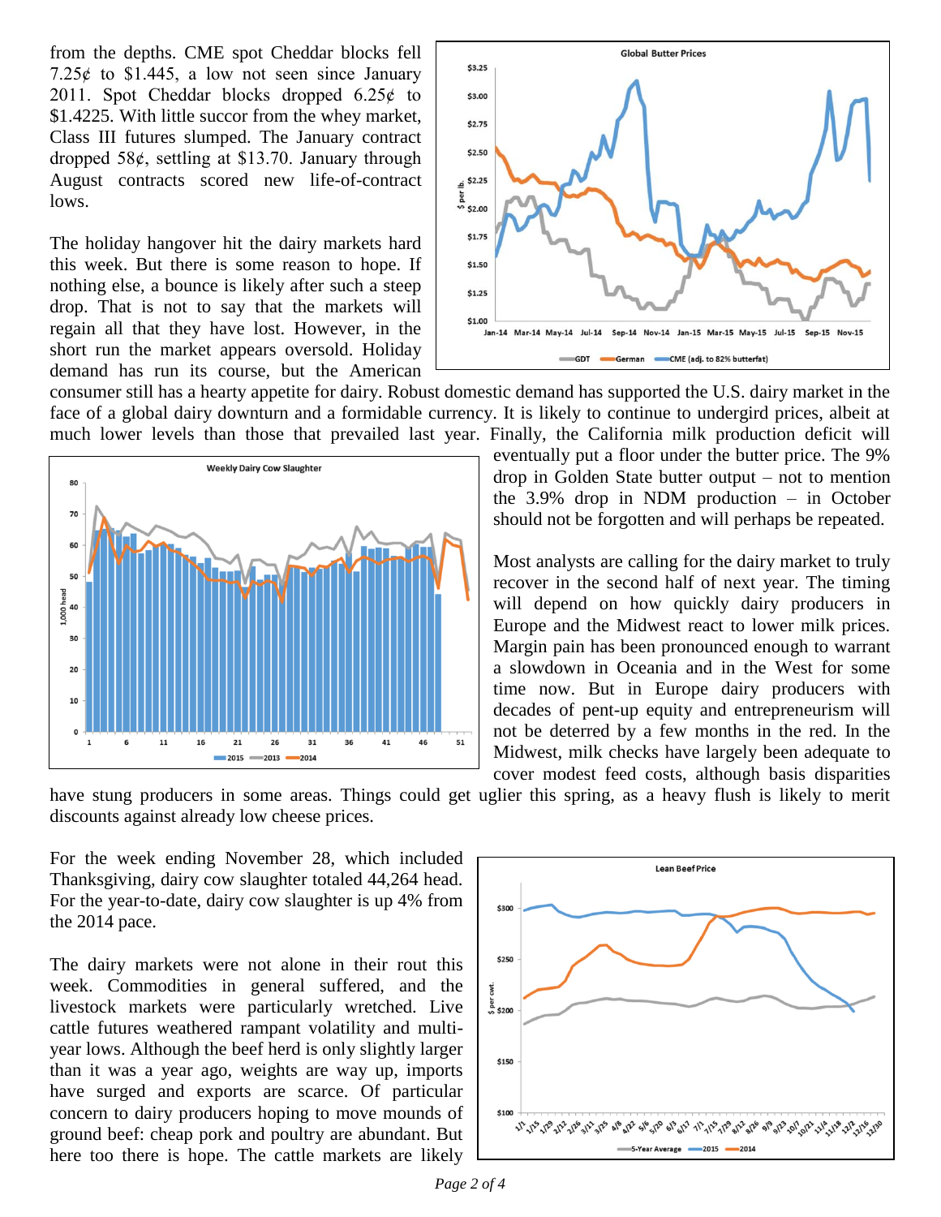from the depths. CME spot Cheddar blocks fell 7.25¢ to $1.445, a low not seen since January 2011. Spot Cheddar blocks dropped 6.25¢ to $1.4225. With little succor from the whey market, Class III futures slumped. The January contract dropped 58¢, settling at $13.70. January through August contracts scored new life-of-contract lows.

The holiday hangover hit the dairy markets hard this week. But there is some reason to hope. If nothing else, a bounce is likely after such a steep drop. That is not to say that the markets will regain all that they have lost. However, in the short run the market appears oversold. Holiday demand has run its course, but the American consumer still has a hearty appetite for dairy. Robust domestic demand has supported the U.S. dairy market in the face of a global dairy downturn and a formidable currency. It is likely to continue to undergird prices, albeit at much lower levels than those that prevailed last year. Finally, the California milk production deficit will eventually put a floor under the butter price. The 9% drop in Golden State butter output – not to mention the 3.9% drop in NDM production – in October should not be forgotten and will perhaps be repeated.

Most analysts are calling for the dairy market to truly recover in the second half of next year. The timing will depend on how quickly dairy producers in Europe and the Midwest react to lower milk prices. Margin pain has been pronounced enough to warrant a slowdown in Oceania and in the West for some time now. But in Europe dairy producers with decades of pent-up equity and entrepreneurism will not be deterred by a few months in the red. In the Midwest, milk checks have largely been adequate to cover modest feed costs, although basis disparities have stung producers in some areas. Things could get uglier this spring, as a heavy flush is likely to merit discounts against already low cheese prices.

For the week ending November 28, which included Thanksgiving, dairy cow slaughter totaled 44,264 head. For the year-to-date, dairy cow slaughter is up 4% from the 2014 pace.

The dairy markets were not alone in their rout this week. Commodities in general suffered, and the livestock markets were particularly wretched. Live cattle futures weathered rampant volatility and multi-year lows. Although the beef herd is only slightly larger than it was a year ago, weights are way up, imports have surged and exports are scarce. Of particular concern to dairy producers hoping to move mounds of ground beef: cheap pork and poultry are abundant. But here too there is hope. The cattle markets are likely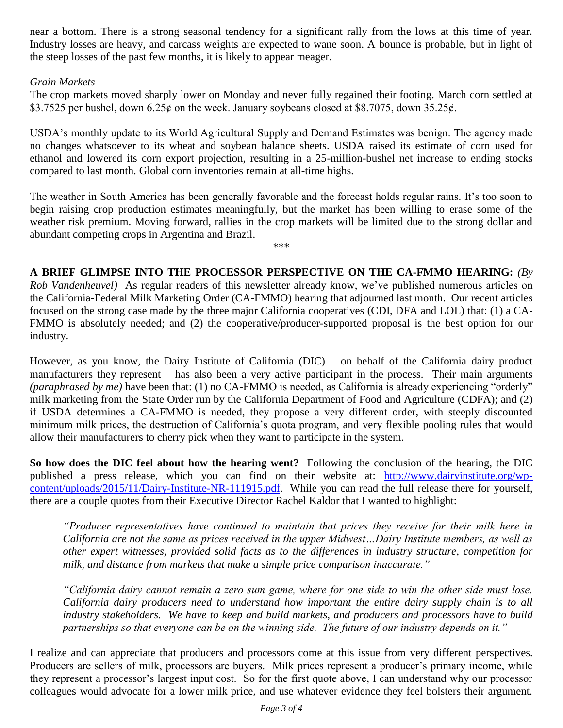near a bottom. There is a strong seasonal tendency for a significant rally from the lows at this time of year. Industry losses are heavy, and carcass weights are expected to wane soon. A bounce is probable, but in light of the steep losses of the past few months, it is likely to appear meager.

*Grain Markets*

The crop markets moved sharply lower on Monday and never fully regained their footing. March corn settled at $3.7525 per bushel, down 6.25¢ on the week. January soybeans closed at $8.7075, down 35.25¢.

USDA's monthly update to its World Agricultural Supply and Demand Estimates was benign. The agency made no changes whatsoever to its wheat and soybean balance sheets. USDA raised its estimate of corn used for ethanol and lowered its corn export projection, resulting in a 25-million-bushel net increase to ending stocks compared to last month. Global corn inventories remain at all-time highs.

The weather in South America has been generally favorable and the forecast holds regular rains. It's too soon to begin raising crop production estimates meaningfully, but the market has been willing to erase some of the weather risk premium. Moving forward, rallies in the crop markets will be limited due to the strong dollar and abundant competing crops in Argentina and Brazil.

***

**A BRIEF GLIMPSE INTO THE PROCESSOR PERSPECTIVE ON THE CA-FMMO HEARING:** *(By Rob Vandenheuvel)* As regular readers of this newsletter already know, we've published numerous articles on the California-Federal Milk Marketing Order (CA-FMMO) hearing that adjourned last month. Our recent articles focused on the strong case made by the three major California cooperatives (CDI, DFA and LOL) that: (1) a CA-FMMO is absolutely needed; and (2) the cooperative/producer-supported proposal is the best option for our industry.

However, as you know, the Dairy Institute of California (DIC) – on behalf of the California dairy product manufacturers they represent – has also been a very active participant in the process. Their main arguments *(paraphrased by me)* have been that: (1) no CA-FMMO is needed, as California is already experiencing "orderly" milk marketing from the State Order run by the California Department of Food and Agriculture (CDFA); and (2) if USDA determines a CA-FMMO is needed, they propose a very different order, with steeply discounted minimum milk prices, the destruction of California's quota program, and very flexible pooling rules that would allow their manufacturers to cherry pick when they want to participate in the system.

**So how does the DIC feel about how the hearing went?** Following the conclusion of the hearing, the DIC published a press release, which you can find on their website at: http://www.dairyinstitute.org/wp-content/uploads/2015/11/Dairy-Institute-NR-111915.pdf. While you can read the full release there for yourself, there are a couple quotes from their Executive Director Rachel Kaldor that I wanted to highlight:

> *"Producer representatives have continued to maintain that prices they receive for their milk here in California are not the same as prices received in the upper Midwest…Dairy Institute members, as well as other expert witnesses, provided solid facts as to the differences in industry structure, competition for milk, and distance from markets that make a simple price comparison inaccurate."*
>
> *"California dairy cannot remain a zero sum game, where for one side to win the other side must lose. California dairy producers need to understand how important the entire dairy supply chain is to all industry stakeholders. We have to keep and build markets, and producers and processors have to build partnerships so that everyone can be on the winning side. The future of our industry depends on it."*

I realize and can appreciate that producers and processors come at this issue from very different perspectives. Producers are sellers of milk, processors are buyers. Milk prices represent a producer's primary income, while they represent a processor's largest input cost. So for the first quote above, I can understand why our processor colleagues would advocate for a lower milk price, and use whatever evidence they feel bolsters their argument.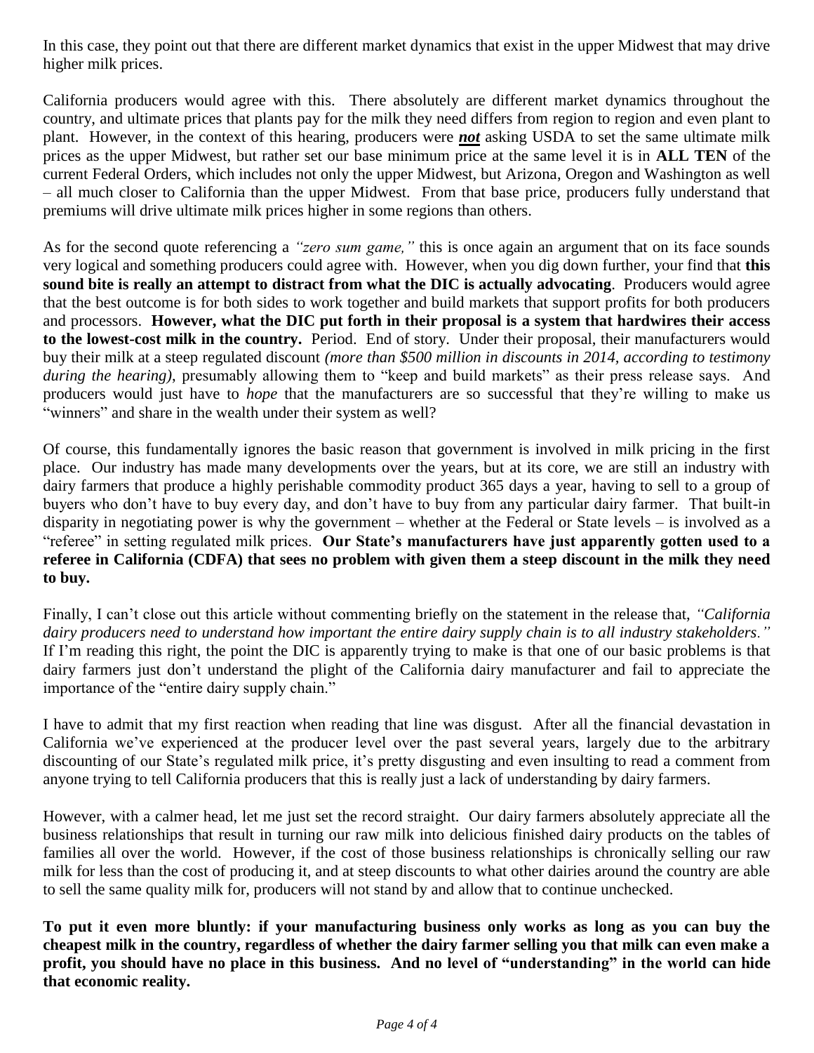In this case, they point out that there are different market dynamics that exist in the upper Midwest that may drive higher milk prices.

California producers would agree with this. There absolutely are different market dynamics throughout the country, and ultimate prices that plants pay for the milk they need differs from region to region and even plant to plant. However, in the context of this hearing, producers were ***not*** asking USDA to set the same ultimate milk prices as the upper Midwest, but rather set our base minimum price at the same level it is in **ALL TEN** of the current Federal Orders, which includes not only the upper Midwest, but Arizona, Oregon and Washington as well – all much closer to California than the upper Midwest. From that base price, producers fully understand that premiums will drive ultimate milk prices higher in some regions than others.

As for the second quote referencing a *"zero sum game,"* this is once again an argument that on its face sounds very logical and something producers could agree with. However, when you dig down further, your find that **this sound bite is really an attempt to distract from what the DIC is actually advocating**. Producers would agree that the best outcome is for both sides to work together and build markets that support profits for both producers and processors. **However, what the DIC put forth in their proposal is a system that hardwires their access to the lowest-cost milk in the country.** Period. End of story. Under their proposal, their manufacturers would buy their milk at a steep state regulated discount *(more than $500 million in discounts in 2014, according to testimony during the hearing)*, presumably allowing them to "keep and build markets" as their press release says. And producers would just have to *hope* that the manufacturers are so successful that they're willing to make us "winners" and share in the wealth under their system as well?

Of course, this fundamentally ignores the basic reason that government is involved in milk pricing in the first place. Our industry has made many developments over the years, but at its core, we are still an industry with dairy farmers that produce a highly perishable commodity product 365 days a year, having to sell to a group of buyers who don't have to buy every day, and don't have to buy from any particular dairy farmer. That built-in disparity in negotiating power is why the government – whether at the Federal or State levels – is involved as a "referee" in setting regulated milk prices. **Our State's manufacturers have just apparently gotten used to a referee in California (CDFA) that sees no problem with given them a steep discount in the milk they need to buy.**

Finally, I can't close out this article without commenting briefly on the statement in the release that, *"California dairy producers need to understand how important the entire dairy supply chain is to all industry stakeholders."* If I'm reading this right, the point the DIC is apparently trying to make is that one of our basic problems is that dairy farmers just don't understand the plight of the California dairy manufacturer and fail to appreciate the importance of the "entire dairy supply chain."

I have to admit that my first reaction when reading that line was disgust. After all the financial devastation in California we've experienced at the producer level over the past several years, largely due to the arbitrary discounting of our State's regulated milk price, it's pretty disgusting and even insulting to read a comment from anyone trying to tell California producers that this is really just a lack of understanding by dairy farmers.

However, with a calmer head, let me just set the record straight. Our dairy farmers absolutely appreciate all the business relationships that result in turning our raw milk into delicious finished dairy products on the tables of families all over the world. However, if the cost of those business relationships is chronically selling our raw milk for less than the cost of producing it, and at steep discounts to what other dairies around the country are able to sell the same quality milk for, producers will not stand by and allow that to continue unchecked.

**To put it even more bluntly: if your manufacturing business only works as long as you can buy the cheapest milk in the country, regardless of whether the dairy farmer selling you that milk can even make a profit, you should have no place in this business. And no level of "understanding" in the world can hide that economic reality.**